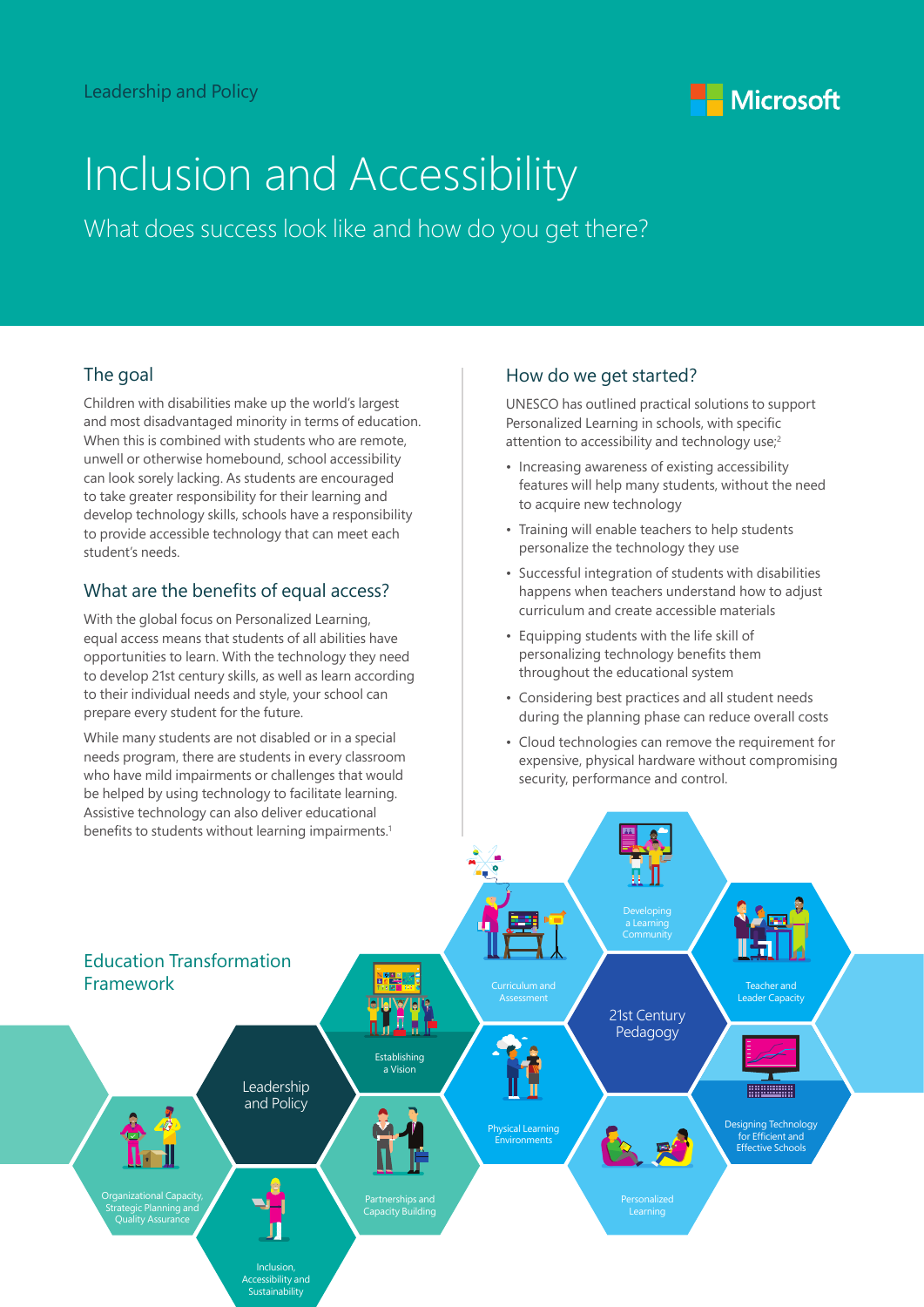Leadership and Policy

# Inclusion and Accessibility

What does success look like and how do you get there?

## The goal

Children with disabilities make up the world's largest and most disadvantaged minority in terms of education. When this is combined with students who are remote, unwell or otherwise homebound, school accessibility can look sorely lacking. As students are encouraged to take greater responsibility for their learning and develop technology skills, schools have a responsibility to provide accessible technology that can meet each student's needs.

## What are the benefits of equal access?

With the global focus on Personalized Learning, equal access means that students of all abilities have opportunities to learn. With the technology they need to develop 21st century skills, as well as learn according to their individual needs and style, your school can prepare every student for the future.

While many students are not disabled or in a special needs program, there are students in every classroom who have mild impairments or challenges that would be helped by using technology to facilitate learning. Assistive technology can also deliver educational benefits to students without learning impairments.[1]

## How do we get started?

UNESCO has outlined practical solutions to support Personalized Learning in schools, with specific attention to accessibility and technology use;[2]

- Increasing awareness of existing accessibility features will help many students, without the need to acquire new technology
- Training will enable teachers to help students personalize the technology they use
- Successful integration of students with disabilities happens when teachers understand how to adjust curriculum and create accessible materials
- Equipping students with the life skill of personalizing technology benefits them throughout the educational system
- Considering best practices and all student needs during the planning phase can reduce overall costs
- Cloud technologies can remove the requirement for expensive, physical hardware without compromising security, performance and control.

## Education Transformation Framework

- Leadership and Policy
  - Establishing a Vision
  - Organizational Capacity, Strategic Planning and Quality Assurance
  - Partnerships and Capacity Building
  - Inclusion, Accessibility and Sustainability
- 21st Century Pedagogy
  - Curriculum and Assessment
  - Developing a Learning Community
  - Teacher and Leader Capacity
  - Physical Learning Environments
  - Personalized Learning
  - Designing Technology for Efficient and Effective Schools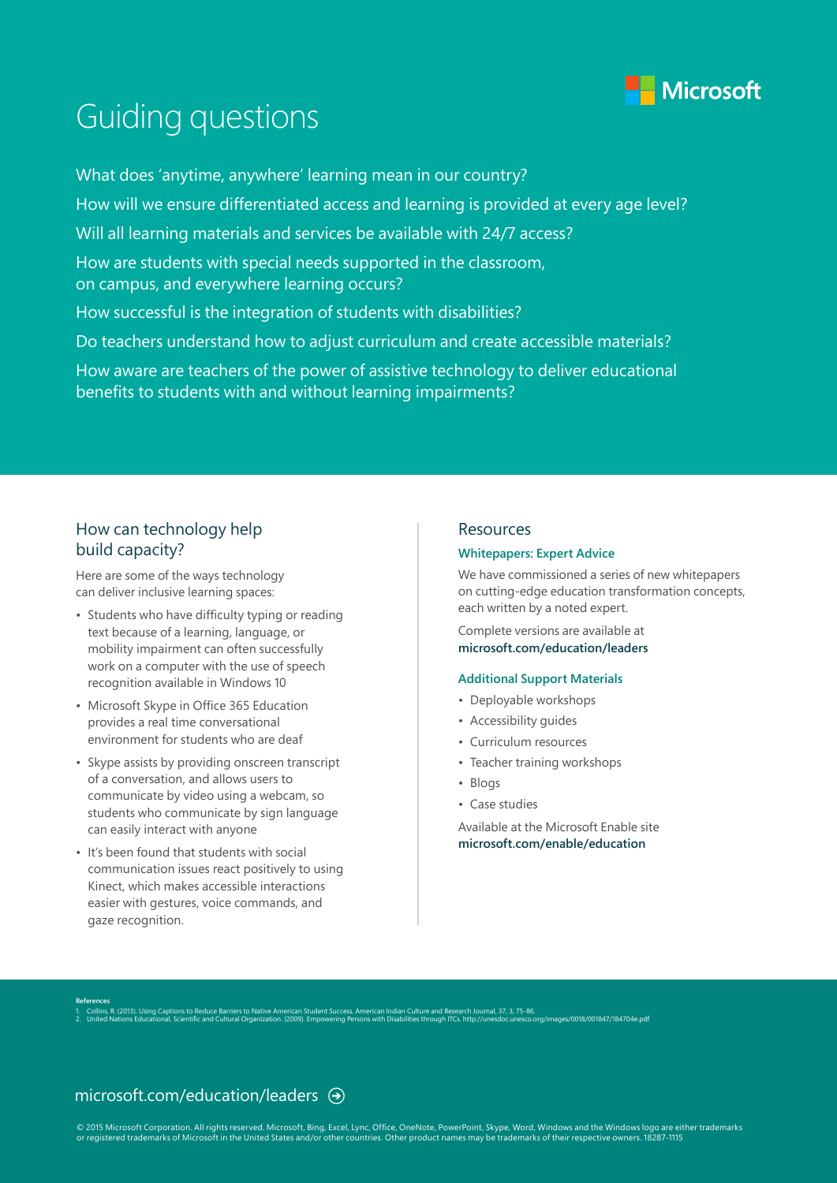# Guiding questions

What does 'anytime, anywhere' learning mean in our country?

How will we ensure differentiated access and learning is provided at every age level?

Will all learning materials and services be available with 24/7 access?

How are students with special needs supported in the classroom, on campus, and everywhere learning occurs?

How successful is the integration of students with disabilities?

Do teachers understand how to adjust curriculum and create accessible materials?

How aware are teachers of the power of assistive technology to deliver educational benefits to students with and without learning impairments?

## How can technology help build capacity?

Here are some of the ways technology can deliver inclusive learning spaces:

- Students who have difficulty typing or reading text because of a learning, language, or mobility impairment can often successfully work on a computer with the use of speech recognition available in Windows 10
- Microsoft Skype in Office 365 Education provides a real time conversational environment for students who are deaf
- Skype assists by providing onscreen transcript of a conversation, and allows users to communicate by video using a webcam, so students who communicate by sign language can easily interact with anyone
- It's been found that students with social communication issues react positively to using Kinect, which makes accessible interactions easier with gestures, voice commands, and gaze recognition.

## Resources

### Whitepapers: Expert Advice

We have commissioned a series of new whitepapers on cutting-edge education transformation concepts, each written by a noted expert.

Complete versions are available at **microsoft.com/education/leaders**

### Additional Support Materials

- Deployable workshops
- Accessibility guides
- Curriculum resources
- Teacher training workshops
- Blogs
- Case studies

Available at the Microsoft Enable site **microsoft.com/enable/education**

**References**

1. Collins, R. (2013). Using Captions to Reduce Barriers to Native American Student Success. American Indian Culture and Research Journal, 37, 3, 75-86.
2. United Nations Educational, Scientific and Cultural Organization. (2009). Empowering Persons with Disabilities through ITCs. http://unesdoc.unesco.org/images/0018/001847/184704e.pdf

microsoft.com/education/leaders

© 2015 Microsoft Corporation. All rights reserved. Microsoft, Bing, Excel, Lync, Office, OneNote, PowerPoint, Skype, Word, Windows and the Windows logo are either trademarks or registered trademarks of Microsoft in the United States and/or other countries. Other product names may be trademarks of their respective owners. 18287-1115